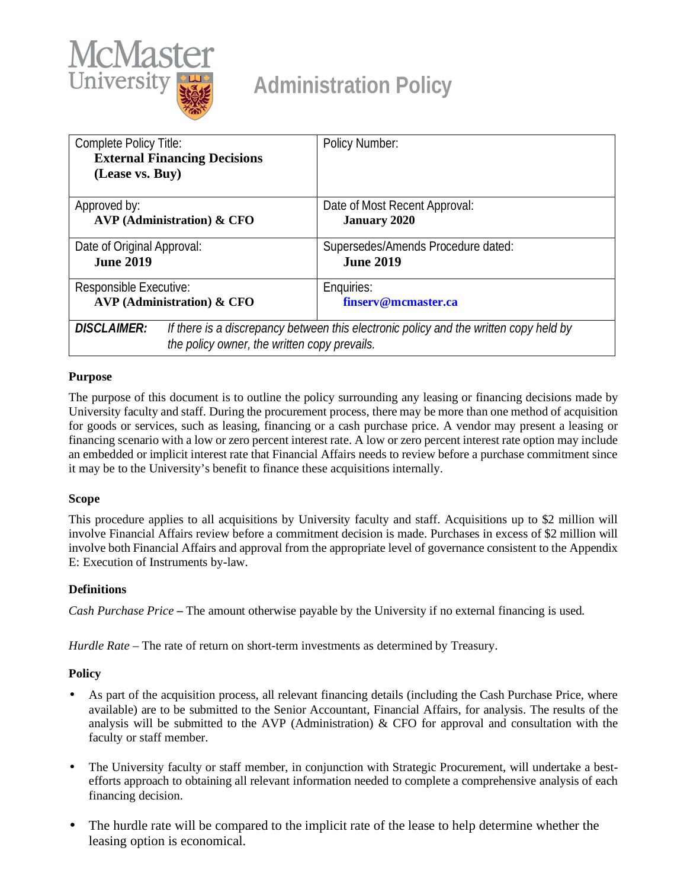# Administration Policy

| Complete Policy Title: **External Financing Decisions (Lease vs. Buy)** | Policy Number: |
| --- | --- |
| Approved by: **AVP (Administration) & CFO** | Date of Most Recent Approval: **January 2020** |
| Date of Original Approval: **June 2019** | Supersedes/Amends Procedure dated: **June 2019** |
| Responsible Executive: **AVP (Administration) & CFO** | Enquiries: **finserv@mcmaster.ca** |
| ***DISCLAIMER:*** *If there is a discrepancy between this electronic policy and the written copy held by the policy owner, the written copy prevails.* | |

### Purpose

The purpose of this document is to outline the policy surrounding any leasing or financing decisions made by University faculty and staff. During the procurement process, there may be more than one method of acquisition for goods or services, such as leasing, financing or a cash purchase price. A vendor may present a leasing or financing scenario with a low or zero percent interest rate. A low or zero percent interest rate option may include an embedded or implicit interest rate that Financial Affairs needs to review before a purchase commitment since it may be to the University's benefit to finance these acquisitions internally.

### Scope

This procedure applies to all acquisitions by University faculty and staff. Acquisitions up to $2 million will involve Financial Affairs review before a commitment decision is made. Purchases in excess of $2 million will involve both Financial Affairs and approval from the appropriate level of governance consistent to the Appendix E: Execution of Instruments by-law.

### Definitions

*Cash Purchase Price* **–** The amount otherwise payable by the University if no external financing is used.

*Hurdle Rate* – The rate of return on short-term investments as determined by Treasury.

### Policy

- As part of the acquisition process, all relevant financing details (including the Cash Purchase Price, where available) are to be submitted to the Senior Accountant, Financial Affairs, for analysis. The results of the analysis will be submitted to the AVP (Administration) & CFO for approval and consultation with the faculty or staff member.

- The University faculty or staff member, in conjunction with Strategic Procurement, will undertake a best-efforts approach to obtaining all relevant information needed to complete a comprehensive analysis of each financing decision.

- The hurdle rate will be compared to the implicit rate of the lease to help determine whether the leasing option is economical.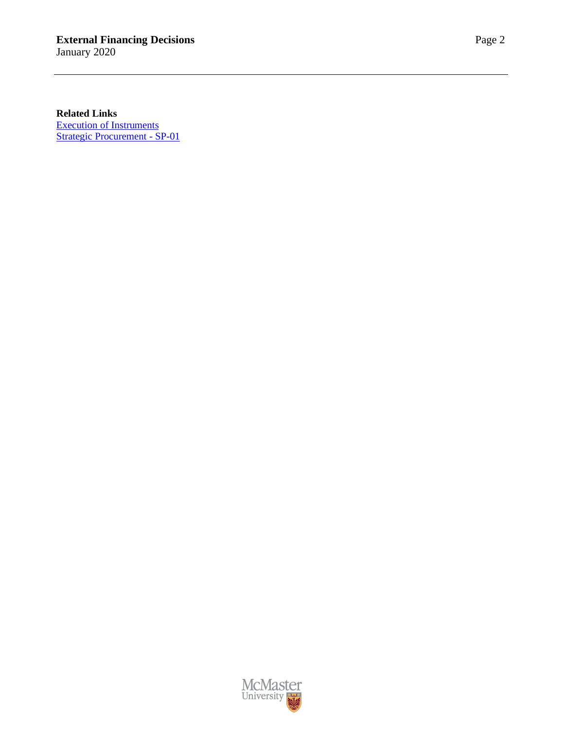**Related Links**

[Execution of Instruments]
[Strategic Procurement - SP-01]